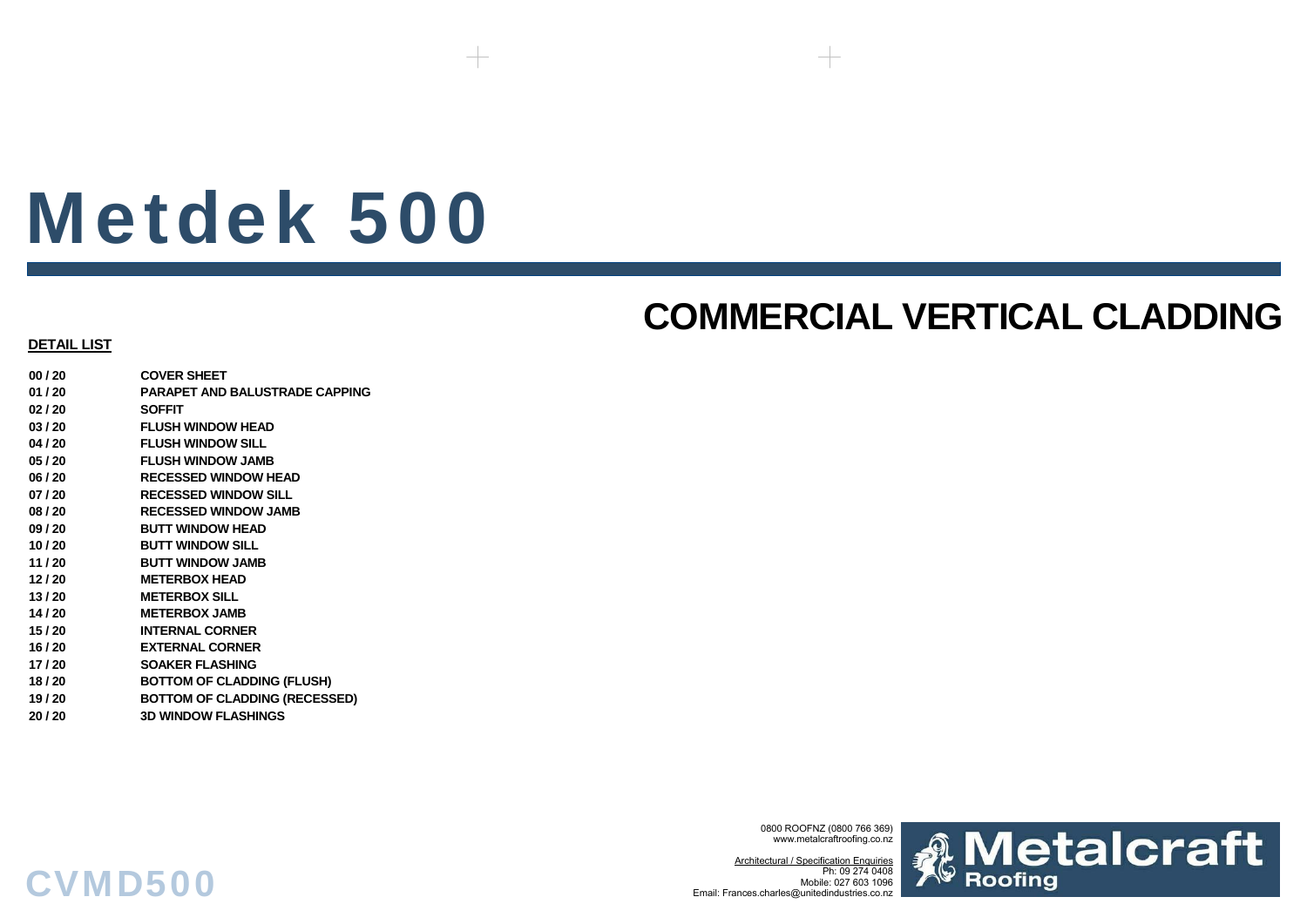# Metdek 500

## COMMERCIAL VERTICAL CLADDING

**DETAIL LIST**

| | |
|---|---|
| 00 / 20 | COVER SHEET |
| 01 / 20 | PARAPET AND BALUSTRADE CAPPING |
| 02 / 20 | SOFFIT |
| 03 / 20 | FLUSH WINDOW HEAD |
| 04 / 20 | FLUSH WINDOW SILL |
| 05 / 20 | FLUSH WINDOW JAMB |
| 06 / 20 | RECESSED WINDOW HEAD |
| 07 / 20 | RECESSED WINDOW SILL |
| 08 / 20 | RECESSED WINDOW JAMB |
| 09 / 20 | BUTT WINDOW HEAD |
| 10 / 20 | BUTT WINDOW SILL |
| 11 / 20 | BUTT WINDOW JAMB |
| 12 / 20 | METERBOX HEAD |
| 13 / 20 | METERBOX SILL |
| 14 / 20 | METERBOX JAMB |
| 15 / 20 | INTERNAL CORNER |
| 16 / 20 | EXTERNAL CORNER |
| 17 / 20 | SOAKER FLASHING |
| 18 / 20 | BOTTOM OF CLADDING (FLUSH) |
| 19 / 20 | BOTTOM OF CLADDING (RECESSED) |
| 20 / 20 | 3D WINDOW FLASHINGS |

0800 ROOFNZ (0800 766 369)
www.metalcraftroofing.co.nz

Architectural / Specification Enquiries
Ph: 09 274 0408
Mobile: 027 603 1096
Email: Frances.charles@unitedindustries.co.nz

Metalcraft Roofing

CVMD500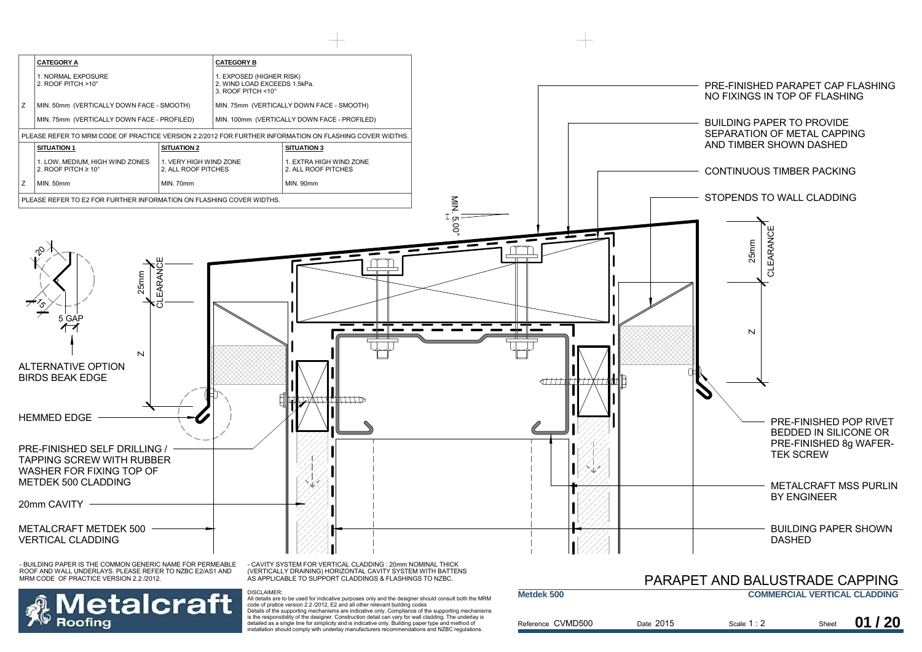| | CATEGORY A | | CATEGORY B | |
|---|---|---|---|---|
| | 1. NORMAL EXPOSURE<br>2. ROOF PITCH >10° | | 1. EXPOSED (HIGHER RISK)<br>2. WIND LOAD EXCEEDS 1.5kPa.<br>3. ROOF PITCH <10° | |
| Z | MIN. 50mm (VERTICALLY DOWN FACE - SMOOTH) | | MIN. 75mm (VERTICALLY DOWN FACE - SMOOTH) | |
| | MIN. 75mm (VERTICALLY DOWN FACE - PROFILED) | | MIN. 100mm (VERTICALLY DOWN FACE - PROFILED) | |
| PLEASE REFER TO MRM CODE OF PRACTICE VERSION 2.2/2012 FOR FURTHER INFORMATION ON FLASHING COVER WIDTHS. | | | | |
| | SITUATION 1 | SITUATION 2 | | SITUATION 3 |
| | 1. LOW, MEDIUM, HIGH WIND ZONES<br>2. ROOF PITCH ≥ 10° | 1. VERY HIGH WIND ZONE<br>2. ALL ROOF PITCHES | | 1. EXTRA HIGH WIND ZONE<br>2. ALL ROOF PITCHES |
| Z | MIN. 50mm | MIN. 70mm | | MIN. 90mm |
| PLEASE REFER TO E2 FOR FURTHER INFORMATION ON FLASHING COVER WIDTHS. | | | | |

20
15
5 GAP
ALTERNATIVE OPTION BIRDS BEAK EDGE

25mm CLEARANCE
Z

MIN. 5.00°

HEMMED EDGE

PRE-FINISHED SELF DRILLING / TAPPING SCREW WITH RUBBER WASHER FOR FIXING TOP OF METDEK 500 CLADDING

20mm CAVITY

METALCRAFT METDEK 500 VERTICAL CLADDING

PRE-FINISHED PARAPET CAP FLASHING NO FIXINGS IN TOP OF FLASHING

BUILDING PAPER TO PROVIDE SEPARATION OF METAL CAPPING AND TIMBER SHOWN DASHED

CONTINUOUS TIMBER PACKING

STOPENDS TO WALL CLADDING

25mm CLEARANCE
Z

PRE-FINISHED POP RIVET BEDDED IN SILICONE OR PRE-FINISHED 8g WAFER-TEK SCREW

METALCRAFT MSS PURLIN BY ENGINEER

BUILDING PAPER SHOWN DASHED

- BUILDING PAPER IS THE COMMON GENERIC NAME FOR PERMEABLE ROOF AND WALL UNDERLAYS. PLEASE REFER TO NZBC E2/AS1 AND MRM CODE OF PRACTICE VERSION 2.2 /2012.

- CAVITY SYSTEM FOR VERTICAL CLADDING : 20mm NOMINAL THICK (VERTICALLY DRAINING) HORIZONTAL CAVITY SYSTEM WITH BATTENS AS APPLICABLE TO SUPPORT CLADDINGS & FLASHINGS TO NZBC.

Metalcraft Roofing

DISCLAIMER:
All details are to be used for indicative purposes only and the designer should consult both the MRM code of pratice version 2.2 /2012, E2 and all other relevant building codes
Details of the supporting mechanisms are indicative only. Compliance of the supporting mechanisms is the responsibility of the designer. Construction detail can vary for wall cladding. The underlay is detailed as a single line for simplicity and is indicative only. Building paper type and method of installation should comply with underlay manufacturers recommendations and NZBC regulations.

# PARAPET AND BALUSTRADE CAPPING

**Metdek 500** **COMMERCIAL VERTICAL CLADDING**

Reference CVMD500 | Date 2015 | Scale 1 : 2 | Sheet **01 / 20**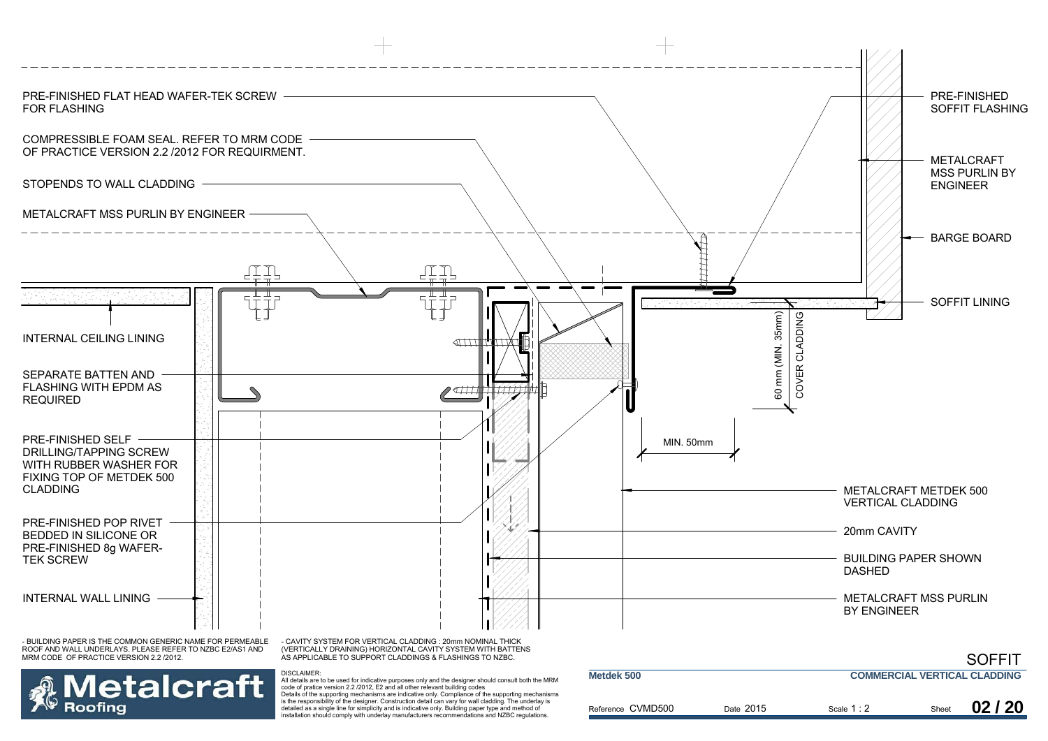PRE-FINISHED FLAT HEAD WAFER-TEK SCREW FOR FLASHING

COMPRESSIBLE FOAM SEAL. REFER TO MRM CODE OF PRACTICE VERSION 2.2 /2012 FOR REQUIRMENT.

STOPENDS TO WALL CLADDING

METALCRAFT MSS PURLIN BY ENGINEER

INTERNAL CEILING LINING

SEPARATE BATTEN AND FLASHING WITH EPDM AS REQUIRED

PRE-FINISHED SELF DRILLING/TAPPING SCREW WITH RUBBER WASHER FOR FIXING TOP OF METDEK 500 CLADDING

PRE-FINISHED POP RIVET BEDDED IN SILICONE OR PRE-FINISHED 8g WAFER-TEK SCREW

INTERNAL WALL LINING

PRE-FINISHED SOFFIT FLASHING

METALCRAFT MSS PURLIN BY ENGINEER

BARGE BOARD

SOFFIT LINING

60 mm (MIN. 35mm) COVER CLADDING

MIN. 50mm

METALCRAFT METDEK 500 VERTICAL CLADDING

20mm CAVITY

BUILDING PAPER SHOWN DASHED

METALCRAFT MSS PURLIN BY ENGINEER

- BUILDING PAPER IS THE COMMON GENERIC NAME FOR PERMEABLE ROOF AND WALL UNDERLAYS. PLEASE REFER TO NZBC E2/AS1 AND MRM CODE OF PRACTICE VERSION 2.2 /2012.

- CAVITY SYSTEM FOR VERTICAL CLADDING : 20mm NOMINAL THICK (VERTICALLY DRAINING) HORIZONTAL CAVITY SYSTEM WITH BATTENS AS APPLICABLE TO SUPPORT CLADDINGS & FLASHINGS TO NZBC.

# SOFFIT

DISCLAIMER:
All details are to be used for indicative purposes only and the designer should consult both the MRM code of pratice version 2.2 /2012, E2 and all other relevant building codes
Details of the supporting mechanisms are indicative only. Compliance of the supporting mechanisms is the responsibility of the designer. Construction detail can vary for wall cladding. The underlay is detailed as a single line for simplicity and is indicative only. Building paper type and method of installation should comply with underlay manufacturers recommendations and NZBC regulations.

Metalcraft Roofing

| Metdek 500 | | COMMERCIAL VERTICAL CLADDING | |
|---|---|---|---|
| Reference CVMD500 | Date 2015 | Scale 1 : 2 | Sheet 02 / 20 |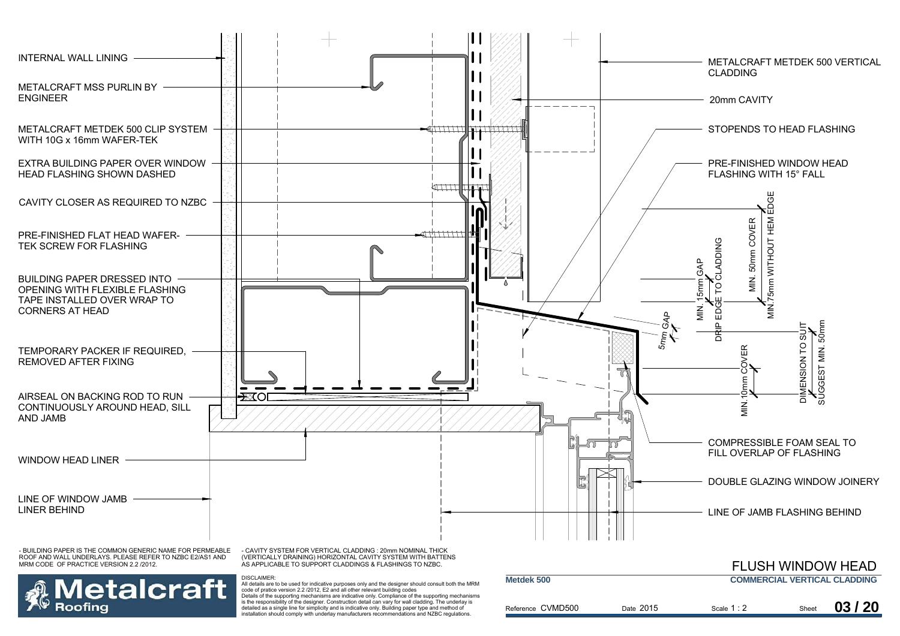INTERNAL WALL LINING

METALCRAFT MSS PURLIN BY ENGINEER

METALCRAFT METDEK 500 CLIP SYSTEM WITH 10G x 16mm WAFER-TEK

EXTRA BUILDING PAPER OVER WINDOW HEAD FLASHING SHOWN DASHED

CAVITY CLOSER AS REQUIRED TO NZBC

PRE-FINISHED FLAT HEAD WAFER-TEK SCREW FOR FLASHING

BUILDING PAPER DRESSED INTO OPENING WITH FLEXIBLE FLASHING TAPE INSTALLED OVER WRAP TO CORNERS AT HEAD

TEMPORARY PACKER IF REQUIRED, REMOVED AFTER FIXING

AIRSEAL ON BACKING ROD TO RUN CONTINUOUSLY AROUND HEAD, SILL AND JAMB

WINDOW HEAD LINER

LINE OF WINDOW JAMB LINER BEHIND

METALCRAFT METDEK 500 VERTICAL CLADDING

20mm CAVITY

STOPENDS TO HEAD FLASHING

PRE-FINISHED WINDOW HEAD FLASHING WITH 15° FALL

MIN.75mm WITHOUT HEM EDGE

MIN. 50mm COVER

MIN. 15mm GAP

DRIP EDGE TO CLADDING

5mm GAP

MIN.10mm COVER

DIMENSION TO SUIT

SUGGEST MIN. 50mm

COMPRESSIBLE FOAM SEAL TO FILL OVERLAP OF FLASHING

DOUBLE GLAZING WINDOW JOINERY

LINE OF JAMB FLASHING BEHIND

- BUILDING PAPER IS THE COMMON GENERIC NAME FOR PERMEABLE ROOF AND WALL UNDERLAYS. PLEASE REFER TO NZBC E2/AS1 AND MRM CODE OF PRACTICE VERSION 2.2 /2012.

- CAVITY SYSTEM FOR VERTICAL CLADDING : 20mm NOMINAL THICK (VERTICALLY DRAINING) HORIZONTAL CAVITY SYSTEM WITH BATTENS AS APPLICABLE TO SUPPORT CLADDINGS & FLASHINGS TO NZBC.

**Metalcraft Roofing**

DISCLAIMER:
All details are to be used for indicative purposes only and the designer should consult both the MRM code of pratice version 2.2 /2012, E2 and all other relevant building codes
Details of the supporting mechanisms are indicative only. Compliance of the supporting mechanisms is the responsibility of the designer. Construction detail can vary for wall cladding. The underlay is detailed as a single line for simplicity and is indicative only. Building paper type and method of installation should comply with underlay manufacturers recommendations and NZBC regulations.

# FLUSH WINDOW HEAD

**Metdek 500** | **COMMERCIAL VERTICAL CLADDING**

Reference CVMD500 | Date 2015 | Scale 1 : 2 | Sheet **03 / 20**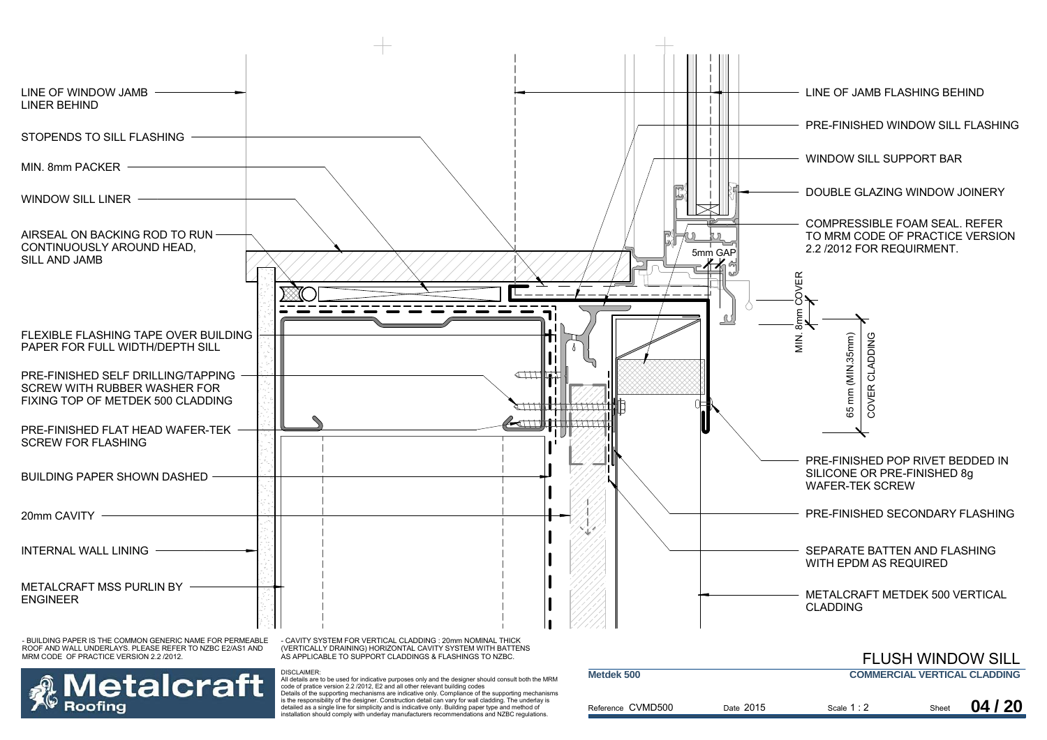LINE OF WINDOW JAMB LINER BEHIND

STOPENDS TO SILL FLASHING

MIN. 8mm PACKER

WINDOW SILL LINER

AIRSEAL ON BACKING ROD TO RUN CONTINUOUSLY AROUND HEAD, SILL AND JAMB

FLEXIBLE FLASHING TAPE OVER BUILDING PAPER FOR FULL WIDTH/DEPTH SILL

PRE-FINISHED SELF DRILLING/TAPPING SCREW WITH RUBBER WASHER FOR FIXING TOP OF METDEK 500 CLADDING

PRE-FINISHED FLAT HEAD WAFER-TEK SCREW FOR FLASHING

BUILDING PAPER SHOWN DASHED

20mm CAVITY

INTERNAL WALL LINING

METALCRAFT MSS PURLIN BY ENGINEER

LINE OF JAMB FLASHING BEHIND

PRE-FINISHED WINDOW SILL FLASHING

WINDOW SILL SUPPORT BAR

DOUBLE GLAZING WINDOW JOINERY

COMPRESSIBLE FOAM SEAL. REFER TO MRM CODE OF PRACTICE VERSION 2.2 /2012 FOR REQUIRMENT.

5mm GAP

MIN. 8mm COVER

65 mm (MIN.35mm) COVER CLADDING

PRE-FINISHED POP RIVET BEDDED IN SILICONE OR PRE-FINISHED 8g WAFER-TEK SCREW

PRE-FINISHED SECONDARY FLASHING

SEPARATE BATTEN AND FLASHING WITH EPDM AS REQUIRED

METALCRAFT METDEK 500 VERTICAL CLADDING

- BUILDING PAPER IS THE COMMON GENERIC NAME FOR PERMEABLE ROOF AND WALL UNDERLAYS. PLEASE REFER TO NZBC E2/AS1 AND MRM CODE OF PRACTICE VERSION 2.2 /2012.

- CAVITY SYSTEM FOR VERTICAL CLADDING : 20mm NOMINAL THICK (VERTICALLY DRAINING) HORIZONTAL CAVITY SYSTEM WITH BATTENS AS APPLICABLE TO SUPPORT CLADDINGS & FLASHINGS TO NZBC.

DISCLAIMER:
All details are to be used for indicative purposes only and the designer should consult both the MRM code of pratice version 2.2 /2012, E2 and all other relevant building codes
Details of the supporting mechanisms are indicative only. Compliance of the supporting mechanisms is the responsibility of the designer. Construction detail can vary for wall cladding. The underlay is detailed as a single line for simplicity and is indicative only. Building paper type and method of installation should comply with underlay manufacturers recommendations and NZBC regulations.

Metalcraft Roofing

# FLUSH WINDOW SILL

**Metdek 500** — **COMMERCIAL VERTICAL CLADDING**

| Reference CVMD500 | Date 2015 | Scale 1 : 2 | Sheet **04 / 20** |
|---|---|---|---|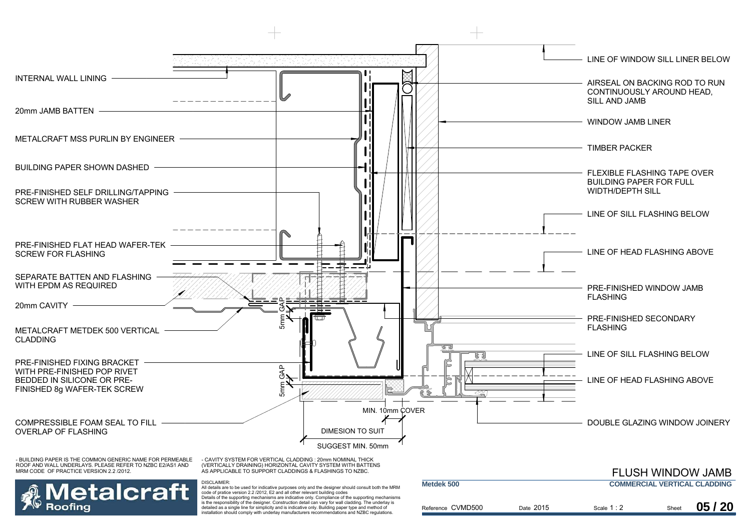INTERNAL WALL LINING

20mm JAMB BATTEN

METALCRAFT MSS PURLIN BY ENGINEER

BUILDING PAPER SHOWN DASHED

PRE-FINISHED SELF DRILLING/TAPPING SCREW WITH RUBBER WASHER

PRE-FINISHED FLAT HEAD WAFER-TEK SCREW FOR FLASHING

SEPARATE BATTEN AND FLASHING WITH EPDM AS REQUIRED

20mm CAVITY

METALCRAFT METDEK 500 VERTICAL CLADDING

PRE-FINISHED FIXING BRACKET WITH PRE-FINISHED POP RIVET BEDDED IN SILICONE OR PRE-FINISHED 8g WAFER-TEK SCREW

COMPRESSIBLE FOAM SEAL TO FILL OVERLAP OF FLASHING

5mm GAP

5mm GAP

MIN. 10mm COVER

DIMESION TO SUIT

SUGGEST MIN. 50mm

LINE OF WINDOW SILL LINER BELOW

AIRSEAL ON BACKING ROD TO RUN CONTINUOUSLY AROUND HEAD, SILL AND JAMB

WINDOW JAMB LINER

TIMBER PACKER

FLEXIBLE FLASHING TAPE OVER BUILDING PAPER FOR FULL WIDTH/DEPTH SILL

LINE OF SILL FLASHING BELOW

LINE OF HEAD FLASHING ABOVE

PRE-FINISHED WINDOW JAMB FLASHING

PRE-FINISHED SECONDARY FLASHING

LINE OF SILL FLASHING BELOW

LINE OF HEAD FLASHING ABOVE

DOUBLE GLAZING WINDOW JOINERY

- BUILDING PAPER IS THE COMMON GENERIC NAME FOR PERMEABLE ROOF AND WALL UNDERLAYS. PLEASE REFER TO NZBC E2/AS1 AND MRM CODE OF PRACTICE VERSION 2.2 /2012.

- CAVITY SYSTEM FOR VERTICAL CLADDING : 20mm NOMINAL THICK (VERTICALLY DRAINING) HORIZONTAL CAVITY SYSTEM WITH BATTENS AS APPLICABLE TO SUPPORT CLADDINGS & FLASHINGS TO NZBC.

DISCLAIMER:
All details are to be used for indicative purposes only and the designer should consult both the MRM code of pratice version 2.2 /2012, E2 and all other relevant building codes
Details of the supporting mechanisms are indicative only. Compliance of the supporting mechanisms is the responsibility of the designer. Construction detail can vary for wall cladding. The underlay is detailed as a single line for simplicity and is indicative only. Building paper type and method of installation should comply with underlay manufacturers recommendations and NZBC regulations.

Metalcraft Roofing

# FLUSH WINDOW JAMB

**Metdek 500** — **COMMERCIAL VERTICAL CLADDING**

Reference CVMD500 | Date 2015 | Scale 1 : 2 | Sheet **05 / 20**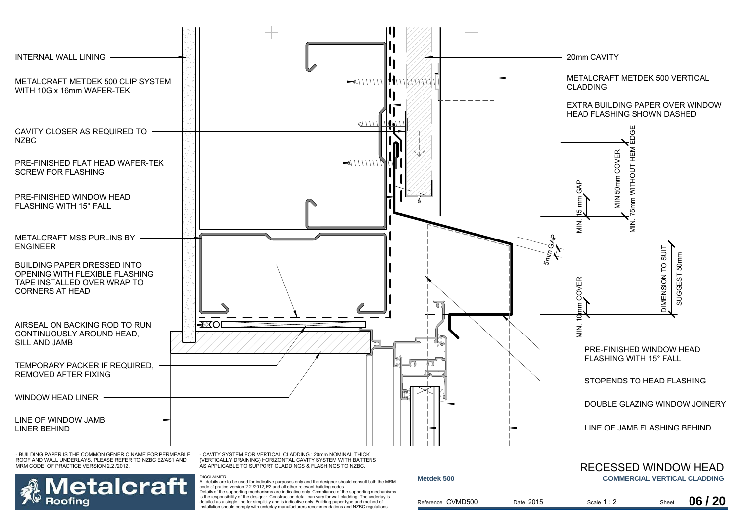INTERNAL WALL LINING

METALCRAFT METDEK 500 CLIP SYSTEM WITH 10G x 16mm WAFER-TEK

CAVITY CLOSER AS REQUIRED TO NZBC

PRE-FINISHED FLAT HEAD WAFER-TEK SCREW FOR FLASHING

PRE-FINISHED WINDOW HEAD FLASHING WITH 15° FALL

METALCRAFT MSS PURLINS BY ENGINEER

BUILDING PAPER DRESSED INTO OPENING WITH FLEXIBLE FLASHING TAPE INSTALLED OVER WRAP TO CORNERS AT HEAD

AIRSEAL ON BACKING ROD TO RUN CONTINUOUSLY AROUND HEAD, SILL AND JAMB

TEMPORARY PACKER IF REQUIRED, REMOVED AFTER FIXING

WINDOW HEAD LINER

LINE OF WINDOW JAMB LINER BEHIND

20mm CAVITY

METALCRAFT METDEK 500 VERTICAL CLADDING

EXTRA BUILDING PAPER OVER WINDOW HEAD FLASHING SHOWN DASHED

MIN. 15 mm GAP

MIN 50mm COVER

MIN. 75mm WITHOUT HEM EDGE

5mm GAP

MIN. 10mm COVER

DIMENSION TO SUIT

SUGGEST 50mm

PRE-FINISHED WINDOW HEAD FLASHING WITH 15° FALL

STOPENDS TO HEAD FLASHING

DOUBLE GLAZING WINDOW JOINERY

LINE OF JAMB FLASHING BEHIND

- BUILDING PAPER IS THE COMMON GENERIC NAME FOR PERMEABLE ROOF AND WALL UNDERLAYS. PLEASE REFER TO NZBC E2/AS1 AND MRM CODE OF PRACTICE VERSION 2.2 /2012.

- CAVITY SYSTEM FOR VERTICAL CLADDING : 20mm NOMINAL THICK (VERTICALLY DRAINING) HORIZONTAL CAVITY SYSTEM WITH BATTENS AS APPLICABLE TO SUPPORT CLADDINGS & FLASHINGS TO NZBC.

Metalcraft Roofing

DISCLAIMER:
All details are to be used for indicative purposes only and the designer should consult both the MRM code of pratice version 2.2 /2012, E2 and all other relevant building codes
Details of the supporting mechanisms are indicative only. Compliance of the supporting mechanisms is the responsibility of the designer. Construction detail can vary for wall cladding. The underlay is detailed as a single line for simplicity and is indicative only. Building paper type and method of installation should comply with underlay manufacturers recommendations and NZBC regulations.

# RECESSED WINDOW HEAD

**Metdek 500** | **COMMERCIAL VERTICAL CLADDING**

Reference CVMD500 | Date 2015 | Scale 1 : 2 | Sheet **06 / 20**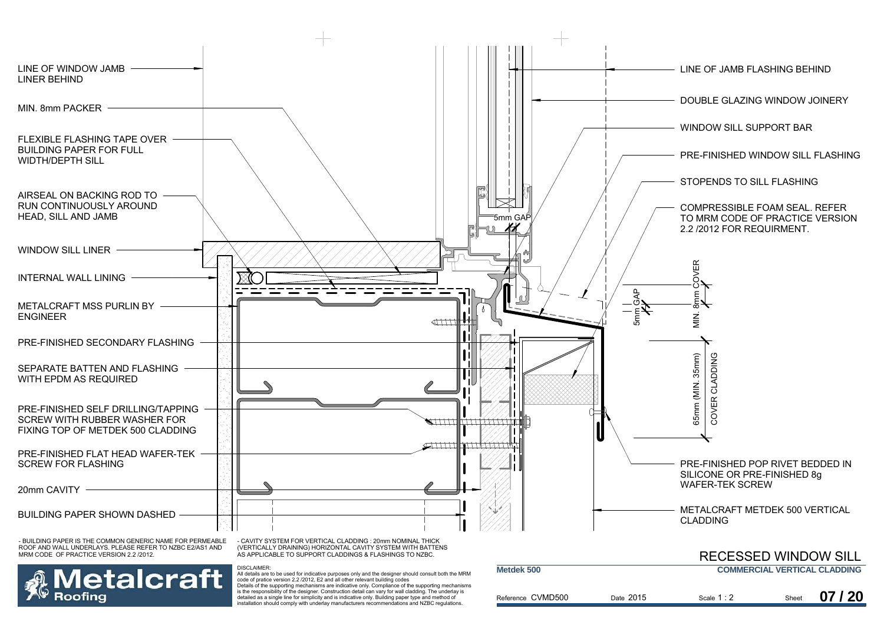LINE OF WINDOW JAMB LINER BEHIND

MIN. 8mm PACKER

FLEXIBLE FLASHING TAPE OVER BUILDING PAPER FOR FULL WIDTH/DEPTH SILL

AIRSEAL ON BACKING ROD TO RUN CONTINUOUSLY AROUND HEAD, SILL AND JAMB

WINDOW SILL LINER

INTERNAL WALL LINING

METALCRAFT MSS PURLIN BY ENGINEER

PRE-FINISHED SECONDARY FLASHING

SEPARATE BATTEN AND FLASHING WITH EPDM AS REQUIRED

PRE-FINISHED SELF DRILLING/TAPPING SCREW WITH RUBBER WASHER FOR FIXING TOP OF METDEK 500 CLADDING

PRE-FINISHED FLAT HEAD WAFER-TEK SCREW FOR FLASHING

20mm CAVITY

BUILDING PAPER SHOWN DASHED

LINE OF JAMB FLASHING BEHIND

DOUBLE GLAZING WINDOW JOINERY

WINDOW SILL SUPPORT BAR

PRE-FINISHED WINDOW SILL FLASHING

STOPENDS TO SILL FLASHING

COMPRESSIBLE FOAM SEAL. REFER TO MRM CODE OF PRACTICE VERSION 2.2 /2012 FOR REQUIRMENT.

5mm GAP

5mm GAP

MIN. 8mm COVER

65mm (MIN. 35mm) COVER CLADDING

PRE-FINISHED POP RIVET BEDDED IN SILICONE OR PRE-FINISHED 8g WAFER-TEK SCREW

METALCRAFT METDEK 500 VERTICAL CLADDING

- BUILDING PAPER IS THE COMMON GENERIC NAME FOR PERMEABLE ROOF AND WALL UNDERLAYS. PLEASE REFER TO NZBC E2/AS1 AND MRM CODE OF PRACTICE VERSION 2.2 /2012.

- CAVITY SYSTEM FOR VERTICAL CLADDING : 20mm NOMINAL THICK (VERTICALLY DRAINING) HORIZONTAL CAVITY SYSTEM WITH BATTENS AS APPLICABLE TO SUPPORT CLADDINGS & FLASHINGS TO NZBC.

DISCLAIMER:
All details are to be used for indicative purposes only and the designer should consult both the MRM code of pratice version 2.2 /2012, E2 and all other relevant building codes
Details of the supporting mechanisms are indicative only. Compliance of the supporting mechanisms is the responsibility of the designer. Construction detail can vary for wall cladding. The underlay is detailed as a single line for simplicity and is indicative only. Building paper type and method of installation should comply with underlay manufacturers recommendations and NZBC regulations.

Metalcraft Roofing

# RECESSED WINDOW SILL

**Metdek 500** — **COMMERCIAL VERTICAL CLADDING**

| Reference | Date | Scale | Sheet |
|---|---|---|---|
| CVMD500 | 2015 | 1 : 2 | 07 / 20 |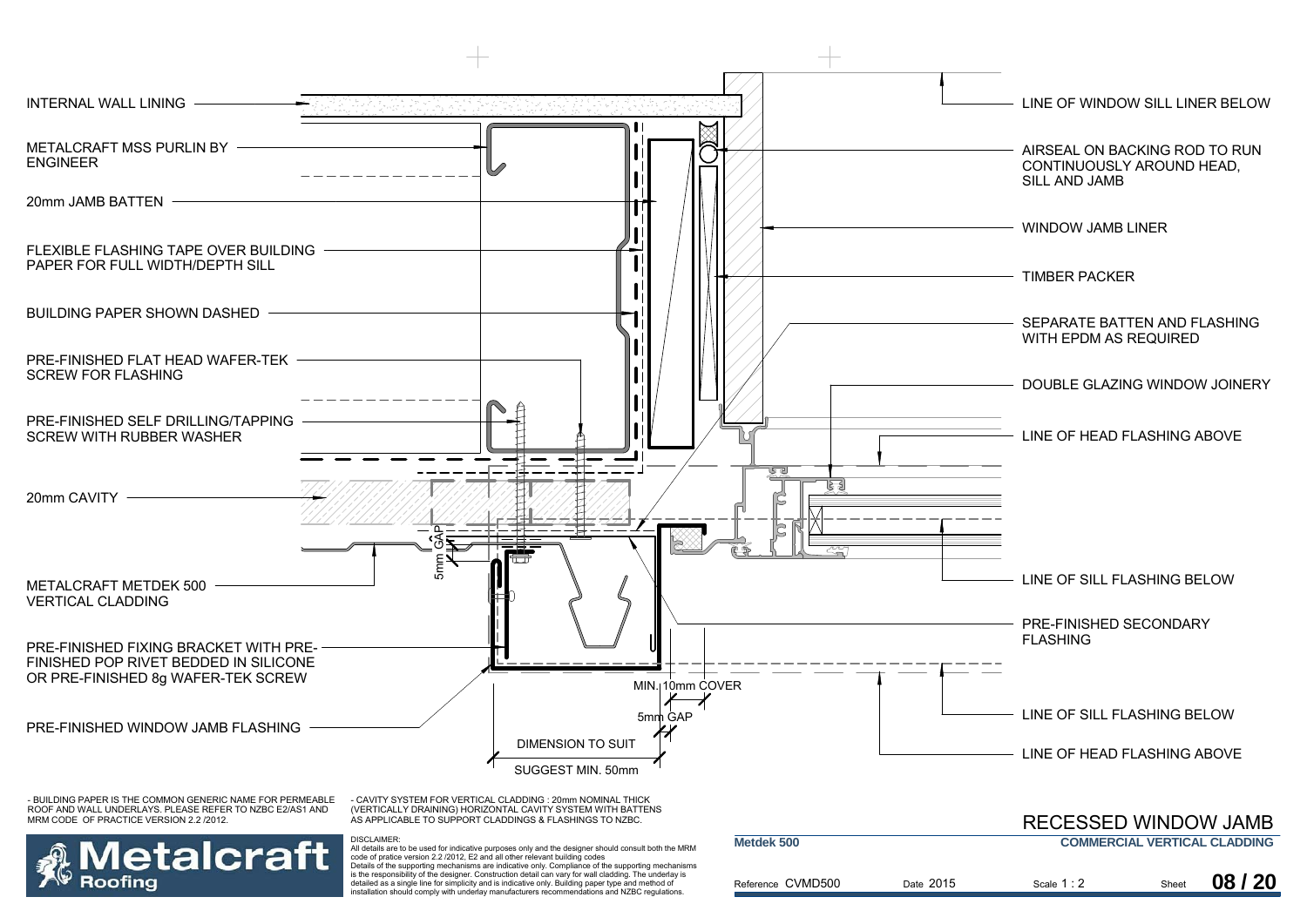INTERNAL WALL LINING

METALCRAFT MSS PURLIN BY ENGINEER

20mm JAMB BATTEN

FLEXIBLE FLASHING TAPE OVER BUILDING PAPER FOR FULL WIDTH/DEPTH SILL

BUILDING PAPER SHOWN DASHED

PRE-FINISHED FLAT HEAD WAFER-TEK SCREW FOR FLASHING

PRE-FINISHED SELF DRILLING/TAPPING SCREW WITH RUBBER WASHER

20mm CAVITY

5mm GAP

METALCRAFT METDEK 500 VERTICAL CLADDING

PRE-FINISHED FIXING BRACKET WITH PRE-FINISHED POP RIVET BEDDED IN SILICONE OR PRE-FINISHED 8g WAFER-TEK SCREW

PRE-FINISHED WINDOW JAMB FLASHING

MIN. 10mm COVER

5mm GAP

DIMENSION TO SUIT

SUGGEST MIN. 50mm

LINE OF WINDOW SILL LINER BELOW

AIRSEAL ON BACKING ROD TO RUN CONTINUOUSLY AROUND HEAD, SILL AND JAMB

WINDOW JAMB LINER

TIMBER PACKER

SEPARATE BATTEN AND FLASHING WITH EPDM AS REQUIRED

DOUBLE GLAZING WINDOW JOINERY

LINE OF HEAD FLASHING ABOVE

LINE OF SILL FLASHING BELOW

PRE-FINISHED SECONDARY FLASHING

LINE OF SILL FLASHING BELOW

LINE OF HEAD FLASHING ABOVE

- BUILDING PAPER IS THE COMMON GENERIC NAME FOR PERMEABLE ROOF AND WALL UNDERLAYS. PLEASE REFER TO NZBC E2/AS1 AND MRM CODE OF PRACTICE VERSION 2.2 /2012.

- CAVITY SYSTEM FOR VERTICAL CLADDING : 20mm NOMINAL THICK (VERTICALLY DRAINING) HORIZONTAL CAVITY SYSTEM WITH BATTENS AS APPLICABLE TO SUPPORT CLADDINGS & FLASHINGS TO NZBC.

DISCLAIMER:
All details are to be used for indicative purposes only and the designer should consult both the MRM code of pratice version 2.2 /2012, E2 and all other relevant building codes
Details of the supporting mechanisms are indicative only. Compliance of the supporting mechanisms is the responsibility of the designer. Construction detail can vary for wall cladding. The underlay is detailed as a single line for simplicity and is indicative only. Building paper type and method of installation should comply with underlay manufacturers recommendations and NZBC regulations.

Metalcraft Roofing

# RECESSED WINDOW JAMB

**Metdek 500** — **COMMERCIAL VERTICAL CLADDING**

Reference CVMD500 | Date 2015 | Scale 1 : 2 | Sheet **08 / 20**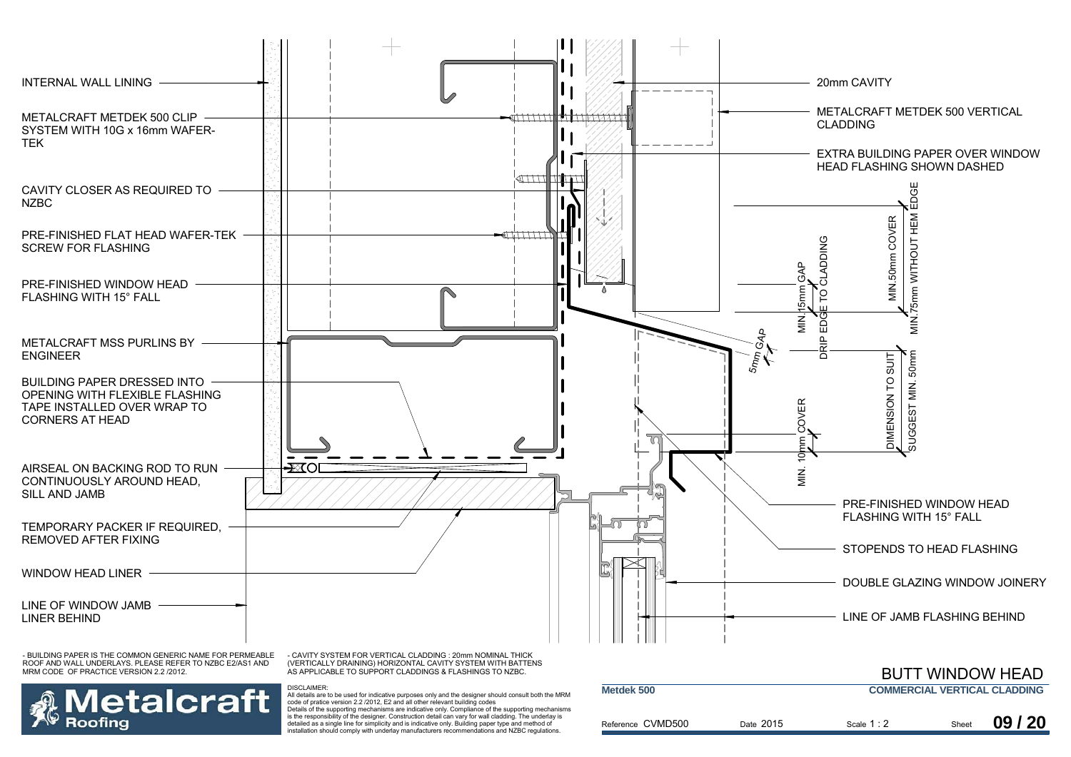INTERNAL WALL LINING

METALCRAFT METDEK 500 CLIP SYSTEM WITH 10G x 16mm WAFER-TEK

CAVITY CLOSER AS REQUIRED TO NZBC

PRE-FINISHED FLAT HEAD WAFER-TEK SCREW FOR FLASHING

PRE-FINISHED WINDOW HEAD FLASHING WITH 15° FALL

METALCRAFT MSS PURLINS BY ENGINEER

BUILDING PAPER DRESSED INTO OPENING WITH FLEXIBLE FLASHING TAPE INSTALLED OVER WRAP TO CORNERS AT HEAD

AIRSEAL ON BACKING ROD TO RUN CONTINUOUSLY AROUND HEAD, SILL AND JAMB

TEMPORARY PACKER IF REQUIRED, REMOVED AFTER FIXING

WINDOW HEAD LINER

LINE OF WINDOW JAMB LINER BEHIND

20mm CAVITY

METALCRAFT METDEK 500 VERTICAL CLADDING

EXTRA BUILDING PAPER OVER WINDOW HEAD FLASHING SHOWN DASHED

MIN.75mm WITHOUT HEM EDGE

MIN.50mm COVER

DRIP EDGE TO CLADDING

MIN.15mm GAP

5mm GAP

DIMENSION TO SUIT SUGGEST MIN. 50mm

MIN. 10mm COVER

PRE-FINISHED WINDOW HEAD FLASHING WITH 15° FALL

STOPENDS TO HEAD FLASHING

DOUBLE GLAZING WINDOW JOINERY

LINE OF JAMB FLASHING BEHIND

- BUILDING PAPER IS THE COMMON GENERIC NAME FOR PERMEABLE ROOF AND WALL UNDERLAYS. PLEASE REFER TO NZBC E2/AS1 AND MRM CODE OF PRACTICE VERSION 2.2 /2012.

- CAVITY SYSTEM FOR VERTICAL CLADDING : 20mm NOMINAL THICK (VERTICALLY DRAINING) HORIZONTAL CAVITY SYSTEM WITH BATTENS AS APPLICABLE TO SUPPORT CLADDINGS & FLASHINGS TO NZBC.

DISCLAIMER:
All details are to be used for indicative purposes only and the designer should consult both the MRM code of pratice version 2.2 /2012, E2 and all other relevant building codes
Details of the supporting mechanisms are indicative only. Compliance of the supporting mechanisms is the responsibility of the designer. Construction detail can vary for wall cladding. The underlay is detailed as a single line for simplicity and is indicative only. Building paper type and method of installation should comply with underlay manufacturers recommendations and NZBC regulations.

Metalcraft Roofing

# BUTT WINDOW HEAD

**Metdek 500** — **COMMERCIAL VERTICAL CLADDING**

| Reference CVMD500 | Date 2015 | Scale 1 : 2 | Sheet **09 / 20** |
|---|---|---|---|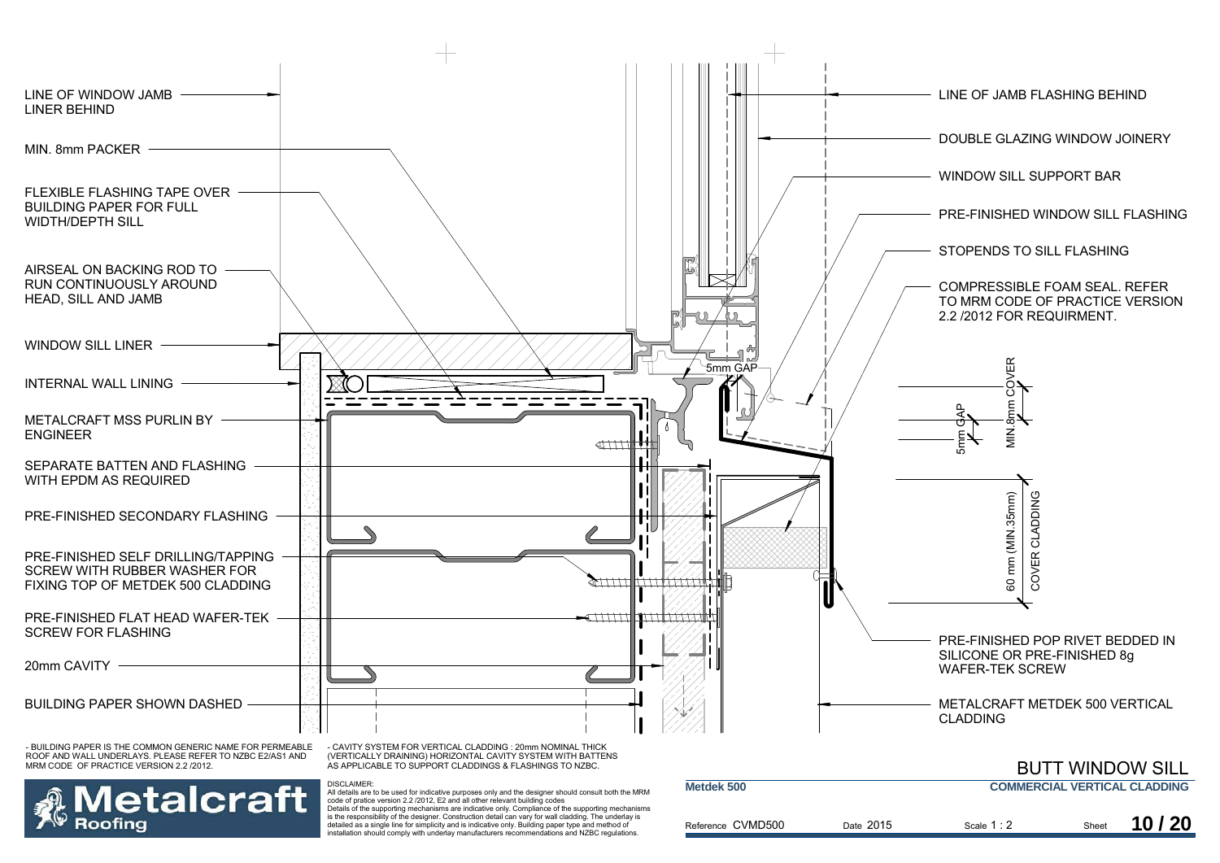LINE OF WINDOW JAMB LINER BEHIND

MIN. 8mm PACKER

FLEXIBLE FLASHING TAPE OVER BUILDING PAPER FOR FULL WIDTH/DEPTH SILL

AIRSEAL ON BACKING ROD TO RUN CONTINUOUSLY AROUND HEAD, SILL AND JAMB

WINDOW SILL LINER

INTERNAL WALL LINING

METALCRAFT MSS PURLIN BY ENGINEER

SEPARATE BATTEN AND FLASHING WITH EPDM AS REQUIRED

PRE-FINISHED SECONDARY FLASHING

PRE-FINISHED SELF DRILLING/TAPPING SCREW WITH RUBBER WASHER FOR FIXING TOP OF METDEK 500 CLADDING

PRE-FINISHED FLAT HEAD WAFER-TEK SCREW FOR FLASHING

20mm CAVITY

BUILDING PAPER SHOWN DASHED

LINE OF JAMB FLASHING BEHIND

DOUBLE GLAZING WINDOW JOINERY

WINDOW SILL SUPPORT BAR

PRE-FINISHED WINDOW SILL FLASHING

STOPENDS TO SILL FLASHING

COMPRESSIBLE FOAM SEAL. REFER TO MRM CODE OF PRACTICE VERSION 2.2 /2012 FOR REQUIRMENT.

5mm GAP

5mm GAP

MIN.8mm COVER

60 mm (MIN.35mm) COVER CLADDING

PRE-FINISHED POP RIVET BEDDED IN SILICONE OR PRE-FINISHED 8g WAFER-TEK SCREW

METALCRAFT METDEK 500 VERTICAL CLADDING

- BUILDING PAPER IS THE COMMON GENERIC NAME FOR PERMEABLE ROOF AND WALL UNDERLAYS. PLEASE REFER TO NZBC E2/AS1 AND MRM CODE OF PRACTICE VERSION 2.2 /2012.

- CAVITY SYSTEM FOR VERTICAL CLADDING : 20mm NOMINAL THICK (VERTICALLY DRAINING) HORIZONTAL CAVITY SYSTEM WITH BATTENS AS APPLICABLE TO SUPPORT CLADDINGS & FLASHINGS TO NZBC.

DISCLAIMER:
All details are to be used for indicative purposes only and the designer should consult both the MRM code of pratice version 2.2 /2012, E2 and all other relevant building codes
Details of the supporting mechanisms are indicative only. Compliance of the supporting mechanisms is the responsibility of the designer. Construction detail can vary for wall cladding. The underlay is detailed as a single line for simplicity and is indicative only. Building paper type and method of installation should comply with underlay manufacturers recommendations and NZBC regulations.

Metalcraft Roofing

# BUTT WINDOW SILL

**Metdek 500** — **COMMERCIAL VERTICAL CLADDING**

Reference CVMD500 | Date 2015 | Scale 1 : 2 | Sheet **10 / 20**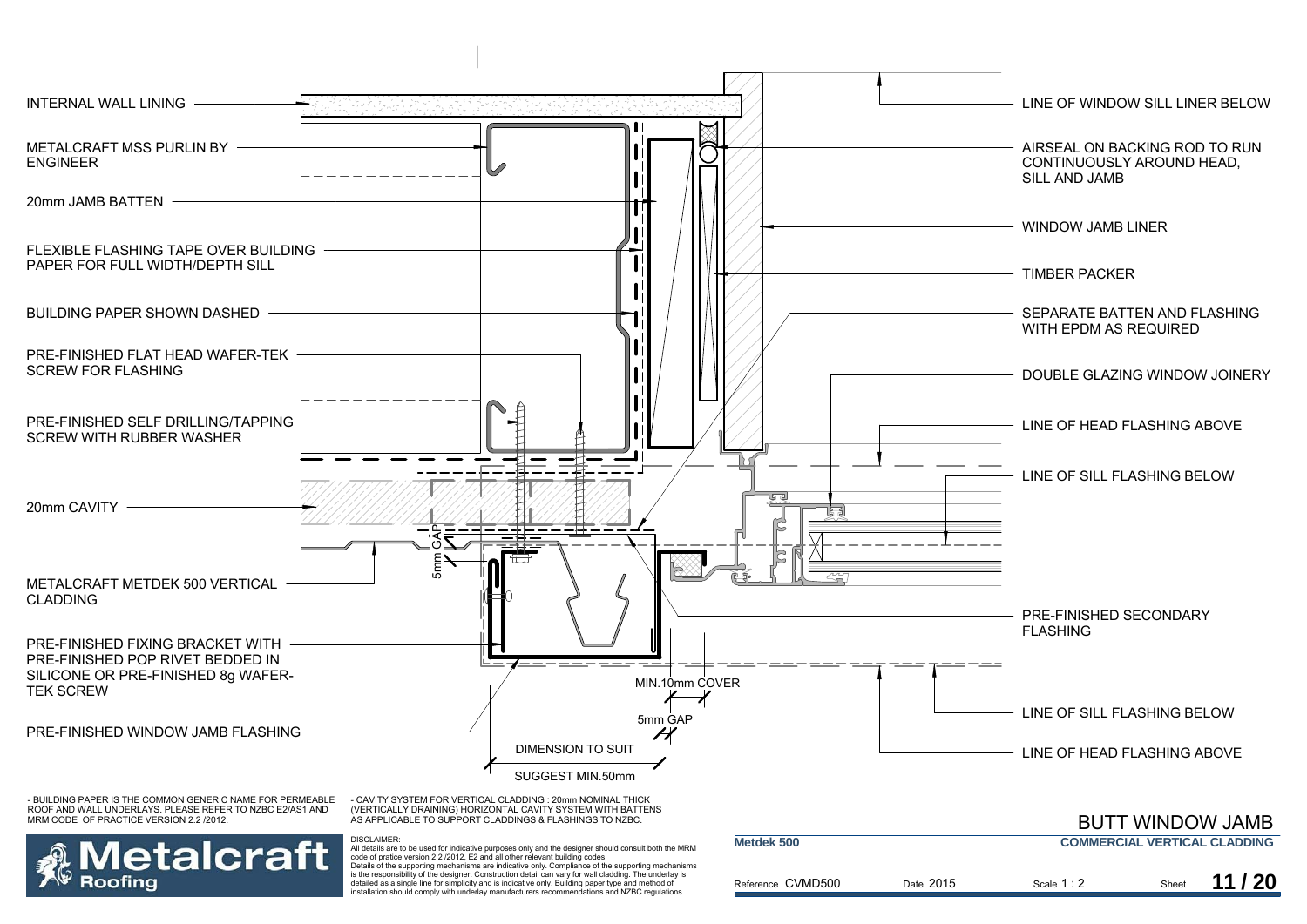INTERNAL WALL LINING

METALCRAFT MSS PURLIN BY ENGINEER

20mm JAMB BATTEN

FLEXIBLE FLASHING TAPE OVER BUILDING PAPER FOR FULL WIDTH/DEPTH SILL

BUILDING PAPER SHOWN DASHED

PRE-FINISHED FLAT HEAD WAFER-TEK SCREW FOR FLASHING

PRE-FINISHED SELF DRILLING/TAPPING SCREW WITH RUBBER WASHER

20mm CAVITY

5mm GAP

METALCRAFT METDEK 500 VERTICAL CLADDING

PRE-FINISHED FIXING BRACKET WITH PRE-FINISHED POP RIVET BEDDED IN SILICONE OR PRE-FINISHED 8g WAFER-TEK SCREW

PRE-FINISHED WINDOW JAMB FLASHING

MIN.10mm COVER

5mm GAP

DIMENSION TO SUIT

SUGGEST MIN.50mm

LINE OF WINDOW SILL LINER BELOW

AIRSEAL ON BACKING ROD TO RUN CONTINUOUSLY AROUND HEAD, SILL AND JAMB

WINDOW JAMB LINER

TIMBER PACKER

SEPARATE BATTEN AND FLASHING WITH EPDM AS REQUIRED

DOUBLE GLAZING WINDOW JOINERY

LINE OF HEAD FLASHING ABOVE

LINE OF SILL FLASHING BELOW

PRE-FINISHED SECONDARY FLASHING

LINE OF SILL FLASHING BELOW

LINE OF HEAD FLASHING ABOVE

- BUILDING PAPER IS THE COMMON GENERIC NAME FOR PERMEABLE ROOF AND WALL UNDERLAYS. PLEASE REFER TO NZBC E2/AS1 AND MRM CODE OF PRACTICE VERSION 2.2 /2012.

- CAVITY SYSTEM FOR VERTICAL CLADDING : 20mm NOMINAL THICK (VERTICALLY DRAINING) HORIZONTAL CAVITY SYSTEM WITH BATTENS AS APPLICABLE TO SUPPORT CLADDINGS & FLASHINGS TO NZBC.

DISCLAIMER:
All details are to be used for indicative purposes only and the designer should consult both the MRM code of pratice version 2.2 /2012, E2 and all other relevant building codes
Details of the supporting mechanisms are indicative only. Compliance of the supporting mechanisms is the responsibility of the designer. Construction detail can vary for wall cladding. The underlay is detailed as a single line for simplicity and is indicative only. Building paper type and method of installation should comply with underlay manufacturers recommendations and NZBC regulations.

Metalcraft Roofing

# BUTT WINDOW JAMB

**Metdek 500** | **COMMERCIAL VERTICAL CLADDING**

Reference CVMD500 | Date 2015 | Scale 1 : 2 | Sheet 11 / 20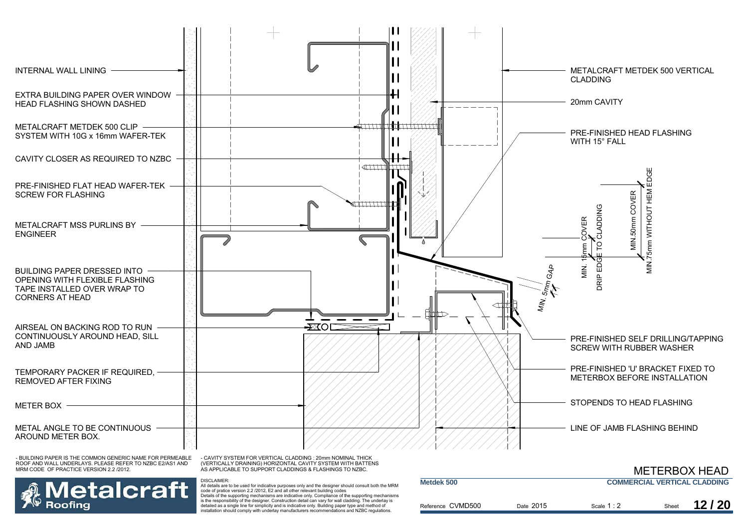INTERNAL WALL LINING

EXTRA BUILDING PAPER OVER WINDOW HEAD FLASHING SHOWN DASHED

METALCRAFT METDEK 500 CLIP SYSTEM WITH 10G x 16mm WAFER-TEK

CAVITY CLOSER AS REQUIRED TO NZBC

PRE-FINISHED FLAT HEAD WAFER-TEK SCREW FOR FLASHING

METALCRAFT MSS PURLINS BY ENGINEER

BUILDING PAPER DRESSED INTO OPENING WITH FLEXIBLE FLASHING TAPE INSTALLED OVER WRAP TO CORNERS AT HEAD

AIRSEAL ON BACKING ROD TO RUN CONTINUOUSLY AROUND HEAD, SILL AND JAMB

TEMPORARY PACKER IF REQUIRED, REMOVED AFTER FIXING

METER BOX

METAL ANGLE TO BE CONTINUOUS AROUND METER BOX.

METALCRAFT METDEK 500 VERTICAL CLADDING

20mm CAVITY

PRE-FINISHED HEAD FLASHING WITH 15° FALL

MIN. 15mm COVER

DRIP EDGE TO CLADDING

MIN.50mm COVER

MIN.75mm WITHOUT HEM EDGE

MIN. 5mm GAP

PRE-FINISHED SELF DRILLING/TAPPING SCREW WITH RUBBER WASHER

PRE-FINISHED 'U' BRACKET FIXED TO METERBOX BEFORE INSTALLATION

STOPENDS TO HEAD FLASHING

LINE OF JAMB FLASHING BEHIND

- BUILDING PAPER IS THE COMMON GENERIC NAME FOR PERMEABLE ROOF AND WALL UNDERLAYS. PLEASE REFER TO NZBC E2/AS1 AND MRM CODE OF PRACTICE VERSION 2.2 /2012.

- CAVITY SYSTEM FOR VERTICAL CLADDING : 20mm NOMINAL THICK (VERTICALLY DRAINING) HORIZONTAL CAVITY SYSTEM WITH BATTENS AS APPLICABLE TO SUPPORT CLADDINGS & FLASHINGS TO NZBC.

DISCLAIMER:
All details are to be used for indicative purposes only and the designer should consult both the MRM code of pratice version 2.2 /2012, E2 and all other relevant building codes
Details of the supporting mechanisms are indicative only. Compliance of the supporting mechanisms is the responsibility of the designer. Construction detail can vary for wall cladding. The underlay is detailed as a single line for simplicity and is indicative only. Building paper type and method of installation should comply with underlay manufacturers recommendations and NZBC regulations.

Metalcraft Roofing

# METERBOX HEAD

| Metdek 500 | COMMERCIAL VERTICAL CLADDING | | |
|---|---|---|---|
| Reference CVMD500 | Date 2015 | Scale 1 : 2 | Sheet 12 / 20 |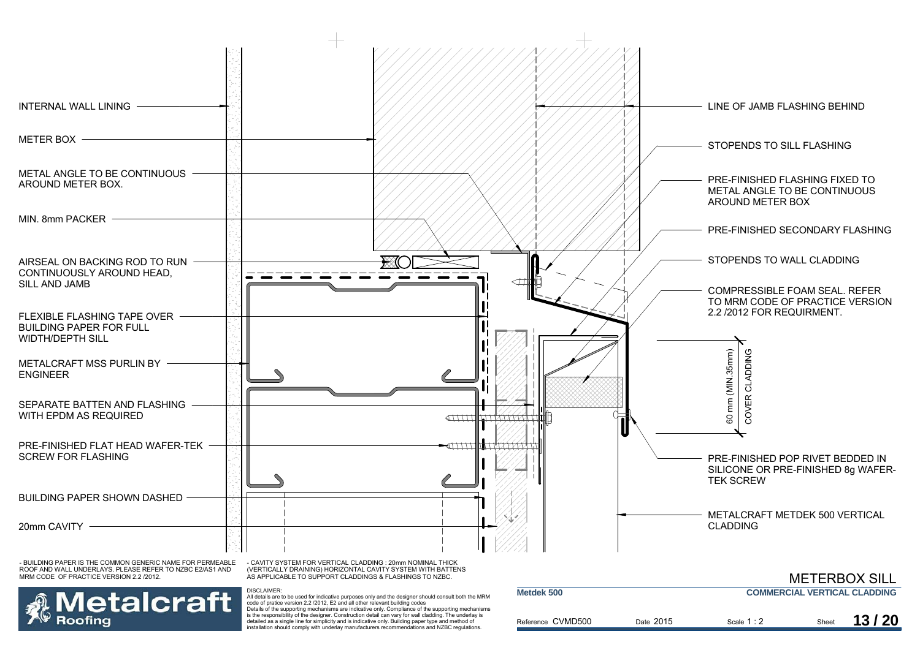INTERNAL WALL LINING

METER BOX

METAL ANGLE TO BE CONTINUOUS AROUND METER BOX.

MIN. 8mm PACKER

AIRSEAL ON BACKING ROD TO RUN CONTINUOUSLY AROUND HEAD, SILL AND JAMB

FLEXIBLE FLASHING TAPE OVER BUILDING PAPER FOR FULL WIDTH/DEPTH SILL

METALCRAFT MSS PURLIN BY ENGINEER

SEPARATE BATTEN AND FLASHING WITH EPDM AS REQUIRED

PRE-FINISHED FLAT HEAD WAFER-TEK SCREW FOR FLASHING

BUILDING PAPER SHOWN DASHED

20mm CAVITY

LINE OF JAMB FLASHING BEHIND

STOPENDS TO SILL FLASHING

PRE-FINISHED FLASHING FIXED TO METAL ANGLE TO BE CONTINUOUS AROUND METER BOX

PRE-FINISHED SECONDARY FLASHING

STOPENDS TO WALL CLADDING

COMPRESSIBLE FOAM SEAL. REFER TO MRM CODE OF PRACTICE VERSION 2.2 /2012 FOR REQUIRMENT.

60 mm (MIN.35mm) COVER CLADDING

PRE-FINISHED POP RIVET BEDDED IN SILICONE OR PRE-FINISHED 8g WAFER-TEK SCREW

METALCRAFT METDEK 500 VERTICAL CLADDING

- BUILDING PAPER IS THE COMMON GENERIC NAME FOR PERMEABLE ROOF AND WALL UNDERLAYS. PLEASE REFER TO NZBC E2/AS1 AND MRM CODE OF PRACTICE VERSION 2.2 /2012.

- CAVITY SYSTEM FOR VERTICAL CLADDING : 20mm NOMINAL THICK (VERTICALLY DRAINING) HORIZONTAL CAVITY SYSTEM WITH BATTENS AS APPLICABLE TO SUPPORT CLADDINGS & FLASHINGS TO NZBC.

# METERBOX SILL

DISCLAIMER:
All details are to be used for indicative purposes only and the designer should consult both the MRM code of pratice version 2.2 /2012, E2 and all other relevant building codes
Details of the supporting mechanisms are indicative only. Compliance of the supporting mechanisms is the responsibility of the designer. Construction detail can vary for wall cladding. The underlay is detailed as a single line for simplicity and is indicative only. Building paper type and method of installation should comply with underlay manufacturers recommendations and NZBC regulations.

Metalcraft Roofing

**Metdek 500** — **COMMERCIAL VERTICAL CLADDING**

Reference CVMD500 | Date 2015 | Scale 1 : 2 | Sheet **13 / 20**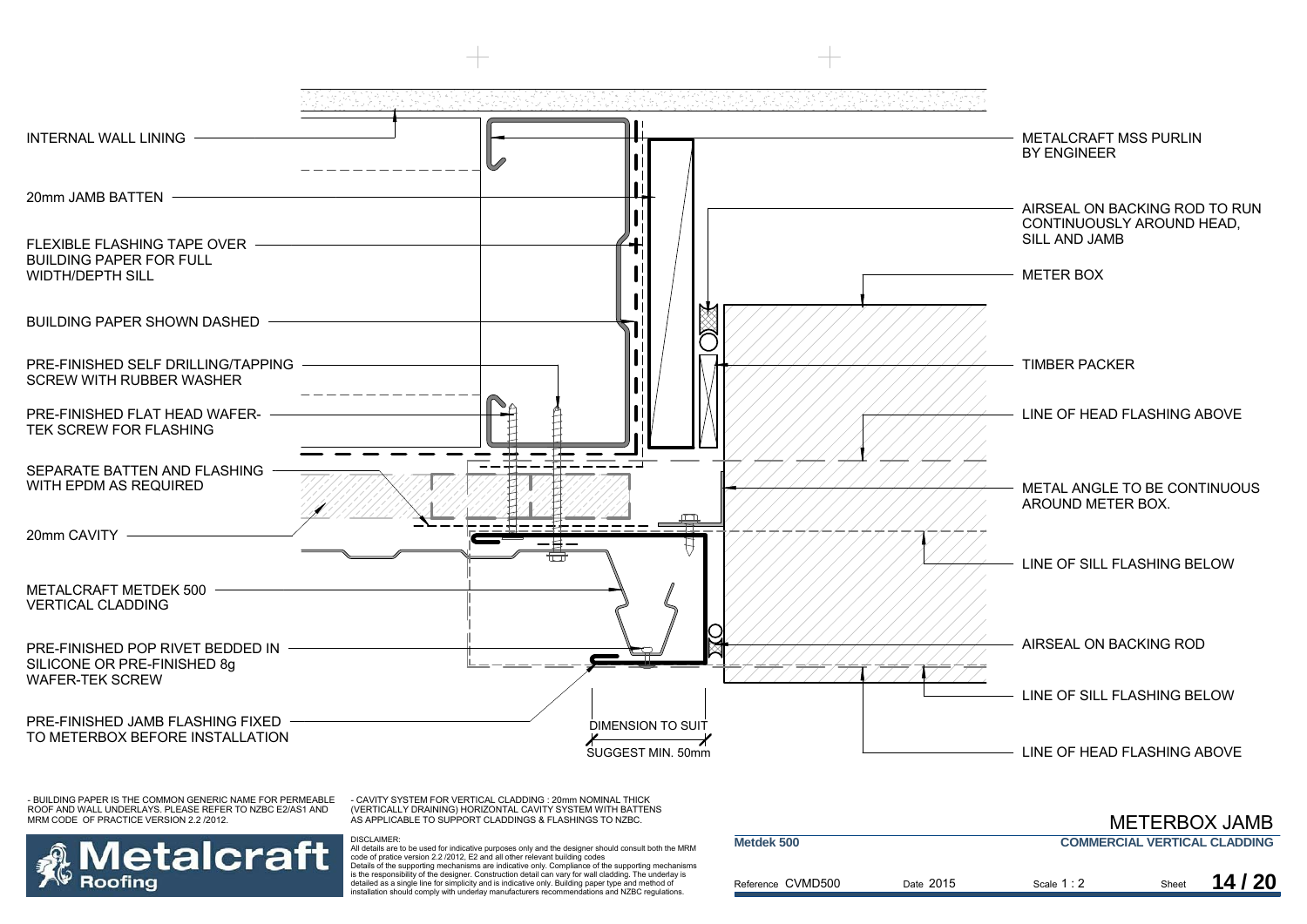INTERNAL WALL LINING

20mm JAMB BATTEN

FLEXIBLE FLASHING TAPE OVER BUILDING PAPER FOR FULL WIDTH/DEPTH SILL

BUILDING PAPER SHOWN DASHED

PRE-FINISHED SELF DRILLING/TAPPING SCREW WITH RUBBER WASHER

PRE-FINISHED FLAT HEAD WAFER-TEK SCREW FOR FLASHING

SEPARATE BATTEN AND FLASHING WITH EPDM AS REQUIRED

20mm CAVITY

METALCRAFT METDEK 500 VERTICAL CLADDING

PRE-FINISHED POP RIVET BEDDED IN SILICONE OR PRE-FINISHED 8g WAFER-TEK SCREW

PRE-FINISHED JAMB FLASHING FIXED TO METERBOX BEFORE INSTALLATION

DIMENSION TO SUIT

SUGGEST MIN. 50mm

METALCRAFT MSS PURLIN BY ENGINEER

AIRSEAL ON BACKING ROD TO RUN CONTINUOUSLY AROUND HEAD, SILL AND JAMB

METER BOX

TIMBER PACKER

LINE OF HEAD FLASHING ABOVE

METAL ANGLE TO BE CONTINUOUS AROUND METER BOX.

LINE OF SILL FLASHING BELOW

AIRSEAL ON BACKING ROD

LINE OF SILL FLASHING BELOW

LINE OF HEAD FLASHING ABOVE

- BUILDING PAPER IS THE COMMON GENERIC NAME FOR PERMEABLE ROOF AND WALL UNDERLAYS. PLEASE REFER TO NZBC E2/AS1 AND MRM CODE OF PRACTICE VERSION 2.2 /2012.

- CAVITY SYSTEM FOR VERTICAL CLADDING : 20mm NOMINAL THICK (VERTICALLY DRAINING) HORIZONTAL CAVITY SYSTEM WITH BATTENS AS APPLICABLE TO SUPPORT CLADDINGS & FLASHINGS TO NZBC.

DISCLAIMER:
All details are to be used for indicative purposes only and the designer should consult both the MRM code of pratice version 2.2 /2012, E2 and all other relevant building codes
Details of the supporting mechanisms are indicative only. Compliance of the supporting mechanisms is the responsibility of the designer. Construction detail can vary for wall cladding. The underlay is detailed as a single line for simplicity and is indicative only. Building paper type and method of installation should comply with underlay manufacturers recommendations and NZBC regulations.

Metalcraft Roofing

# METERBOX JAMB

| Metdek 500 | | COMMERCIAL VERTICAL CLADDING | |
|---|---|---|---|
| Reference CVMD500 | Date 2015 | Scale 1 : 2 | Sheet 14 / 20 |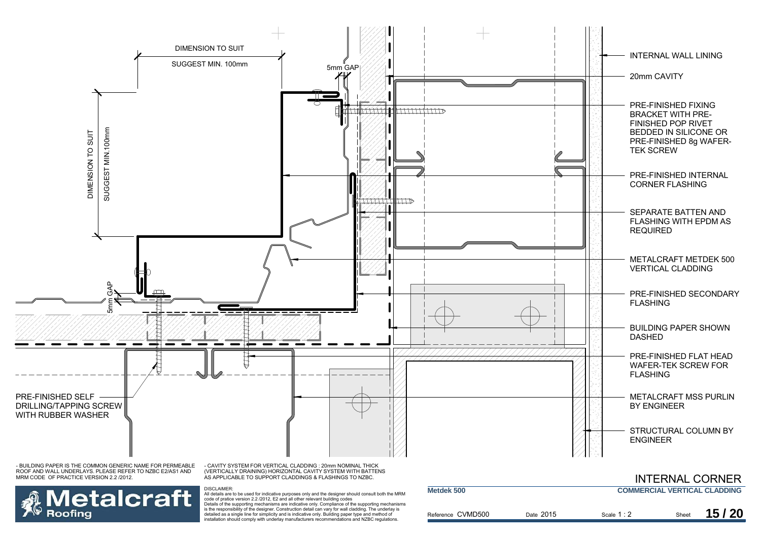DIMENSION TO SUIT

SUGGEST MIN. 100mm

5mm GAP

DIMENSION TO SUIT

SUGGEST MIN.100mm

5mm GAP

- INTERNAL WALL LINING
- 20mm CAVITY
- PRE-FINISHED FIXING BRACKET WITH PRE-FINISHED POP RIVET BEDDED IN SILICONE OR PRE-FINISHED 8g WAFER-TEK SCREW
- PRE-FINISHED INTERNAL CORNER FLASHING
- SEPARATE BATTEN AND FLASHING WITH EPDM AS REQUIRED
- METALCRAFT METDEK 500 VERTICAL CLADDING
- PRE-FINISHED SECONDARY FLASHING
- BUILDING PAPER SHOWN DASHED
- PRE-FINISHED FLAT HEAD WAFER-TEK SCREW FOR FLASHING
- METALCRAFT MSS PURLIN BY ENGINEER
- STRUCTURAL COLUMN BY ENGINEER
- PRE-FINISHED SELF DRILLING/TAPPING SCREW WITH RUBBER WASHER

- BUILDING PAPER IS THE COMMON GENERIC NAME FOR PERMEABLE ROOF AND WALL UNDERLAYS. PLEASE REFER TO NZBC E2/AS1 AND MRM CODE OF PRACTICE VERSION 2.2 /2012.

- CAVITY SYSTEM FOR VERTICAL CLADDING : 20mm NOMINAL THICK (VERTICALLY DRAINING) HORIZONTAL CAVITY SYSTEM WITH BATTENS AS APPLICABLE TO SUPPORT CLADDINGS & FLASHINGS TO NZBC.

# INTERNAL CORNER

**Metalcraft Roofing**

DISCLAIMER:
All details are to be used for indicative purposes only and the designer should consult both the MRM code of pratice version 2.2 /2012, E2 and all other relevant building codes
Details of the supporting mechanisms are indicative only. Compliance of the supporting mechanisms is the responsibility of the designer. Construction detail can vary for wall cladding. The underlay is detailed as a single line for simplicity and is indicative only. Building paper type and method of installation should comply with underlay manufacturers recommendations and NZBC regulations.

| Metdek 500 | | COMMERCIAL VERTICAL CLADDING | |
|---|---|---|---|
| Reference CVMD500 | Date 2015 | Scale 1 : 2 | Sheet 15 / 20 |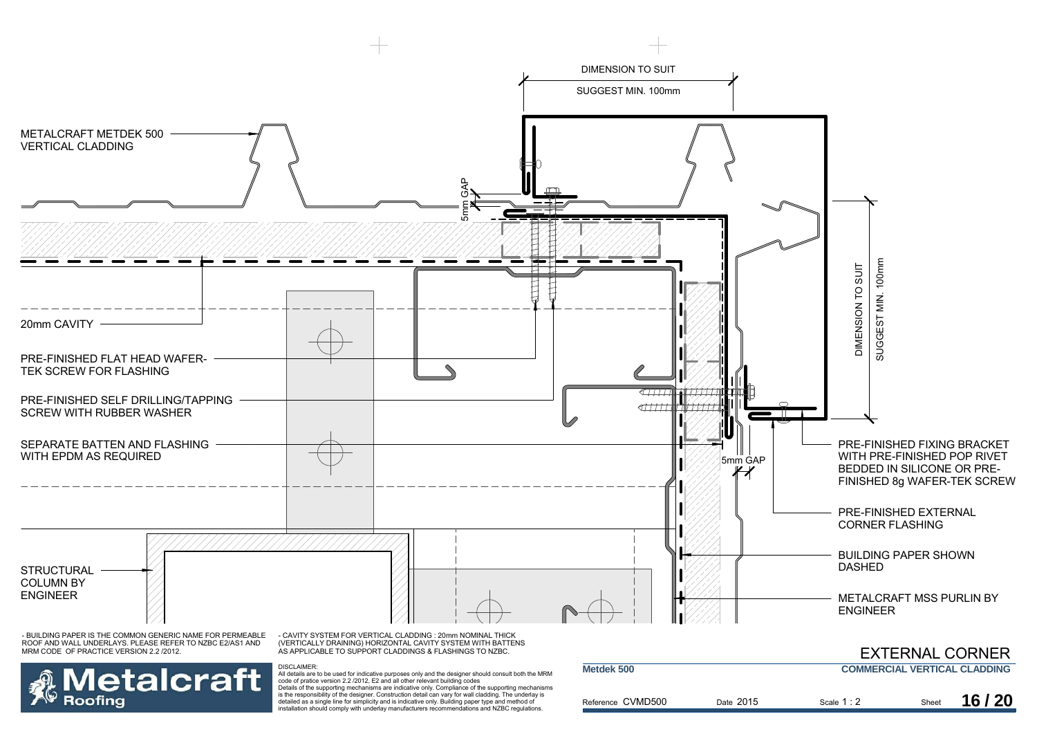METALCRAFT METDEK 500 VERTICAL CLADDING

20mm CAVITY

PRE-FINISHED FLAT HEAD WAFER-TEK SCREW FOR FLASHING

PRE-FINISHED SELF DRILLING/TAPPING SCREW WITH RUBBER WASHER

SEPARATE BATTEN AND FLASHING WITH EPDM AS REQUIRED

STRUCTURAL COLUMN BY ENGINEER

DIMENSION TO SUIT

SUGGEST MIN. 100mm

5mm GAP

DIMENSION TO SUIT

SUGGEST MIN. 100mm

5mm GAP

PRE-FINISHED FIXING BRACKET WITH PRE-FINISHED POP RIVET BEDDED IN SILICONE OR PRE-FINISHED 8g WAFER-TEK SCREW

PRE-FINISHED EXTERNAL CORNER FLASHING

BUILDING PAPER SHOWN DASHED

METALCRAFT MSS PURLIN BY ENGINEER

- BUILDING PAPER IS THE COMMON GENERIC NAME FOR PERMEABLE ROOF AND WALL UNDERLAYS. PLEASE REFER TO NZBC E2/AS1 AND MRM CODE OF PRACTICE VERSION 2.2 /2012.

- CAVITY SYSTEM FOR VERTICAL CLADDING : 20mm NOMINAL THICK (VERTICALLY DRAINING) HORIZONTAL CAVITY SYSTEM WITH BATTENS AS APPLICABLE TO SUPPORT CLADDINGS & FLASHINGS TO NZBC.

DISCLAIMER:
All details are to be used for indicative purposes only and the designer should consult both the MRM code of pratice version 2.2 /2012, E2 and all other relevant building codes
Details of the supporting mechanisms are indicative only. Compliance of the supporting mechanisms is the responsibility of the designer. Construction detail can vary for wall cladding. The underlay is detailed as a single line for simplicity and is indicative only. Building paper type and method of installation should comply with underlay manufacturers recommendations and NZBC regulations.

# EXTERNAL CORNER

**Metdek 500** — **COMMERCIAL VERTICAL CLADDING**

| Reference CVMD500 | Date 2015 | Scale 1 : 2 | Sheet **16 / 20** |
|---|---|---|---|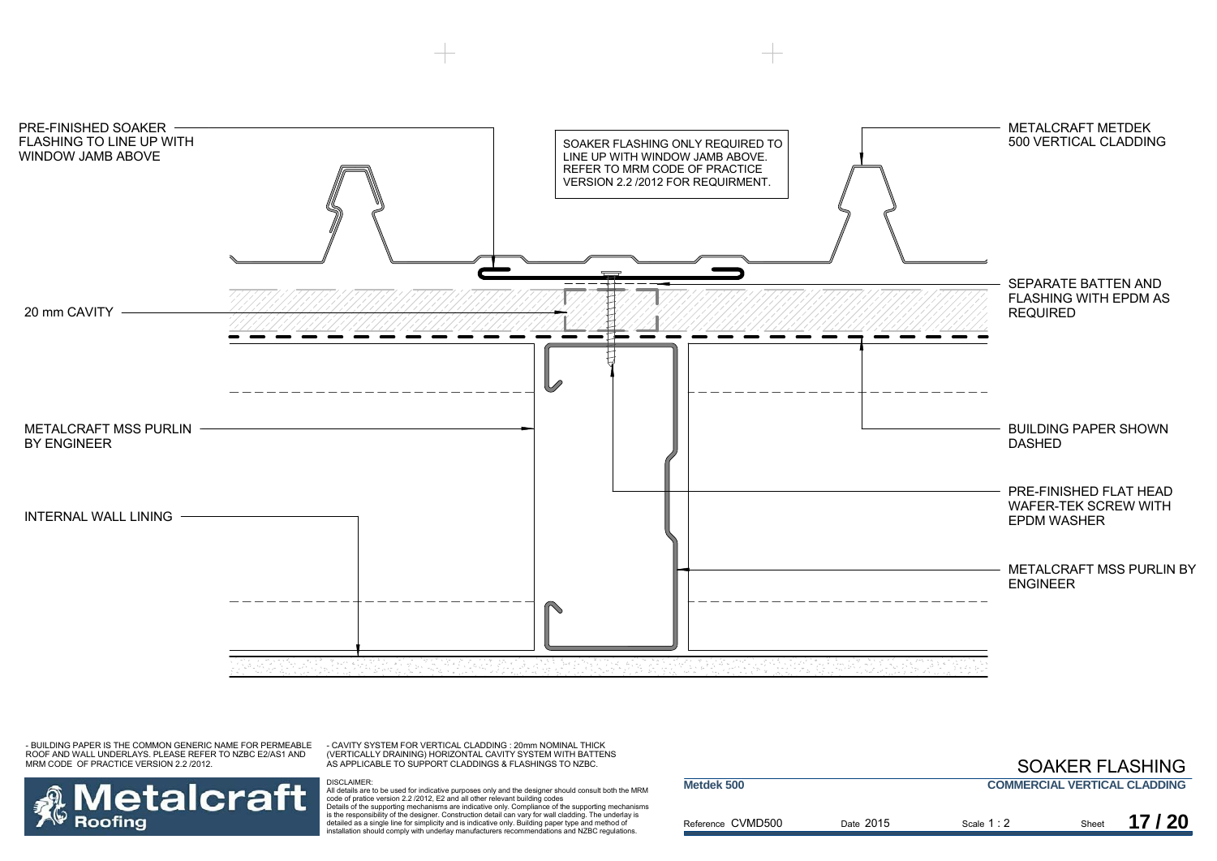PRE-FINISHED SOAKER FLASHING TO LINE UP WITH WINDOW JAMB ABOVE

SOAKER FLASHING ONLY REQUIRED TO LINE UP WITH WINDOW JAMB ABOVE. REFER TO MRM CODE OF PRACTICE VERSION 2.2 /2012 FOR REQUIRMENT.

METALCRAFT METDEK 500 VERTICAL CLADDING

20 mm CAVITY

SEPARATE BATTEN AND FLASHING WITH EPDM AS REQUIRED

METALCRAFT MSS PURLIN BY ENGINEER

BUILDING PAPER SHOWN DASHED

PRE-FINISHED FLAT HEAD WAFER-TEK SCREW WITH EPDM WASHER

INTERNAL WALL LINING

METALCRAFT MSS PURLIN BY ENGINEER

- BUILDING PAPER IS THE COMMON GENERIC NAME FOR PERMEABLE ROOF AND WALL UNDERLAYS. PLEASE REFER TO NZBC E2/AS1 AND MRM CODE OF PRACTICE VERSION 2.2 /2012.

- CAVITY SYSTEM FOR VERTICAL CLADDING : 20mm NOMINAL THICK (VERTICALLY DRAINING) HORIZONTAL CAVITY SYSTEM WITH BATTENS AS APPLICABLE TO SUPPORT CLADDINGS & FLASHINGS TO NZBC.

Metalcraft Roofing

DISCLAIMER:
All details are to be used for indicative purposes only and the designer should consult both the MRM code of pratice version 2.2 /2012, E2 and all other relevant building codes
Details of the supporting mechanisms are indicative only. Compliance of the supporting mechanisms is the responsibility of the designer. Construction detail can vary for wall cladding. The underlay is detailed as a single line for simplicity and is indicative only. Building paper type and method of installation should comply with underlay manufacturers recommendations and NZBC regulations.

# SOAKER FLASHING

**Metdek 500** | **COMMERCIAL VERTICAL CLADDING**

Reference CVMD500 | Date 2015 | Scale 1 : 2 | Sheet **17 / 20**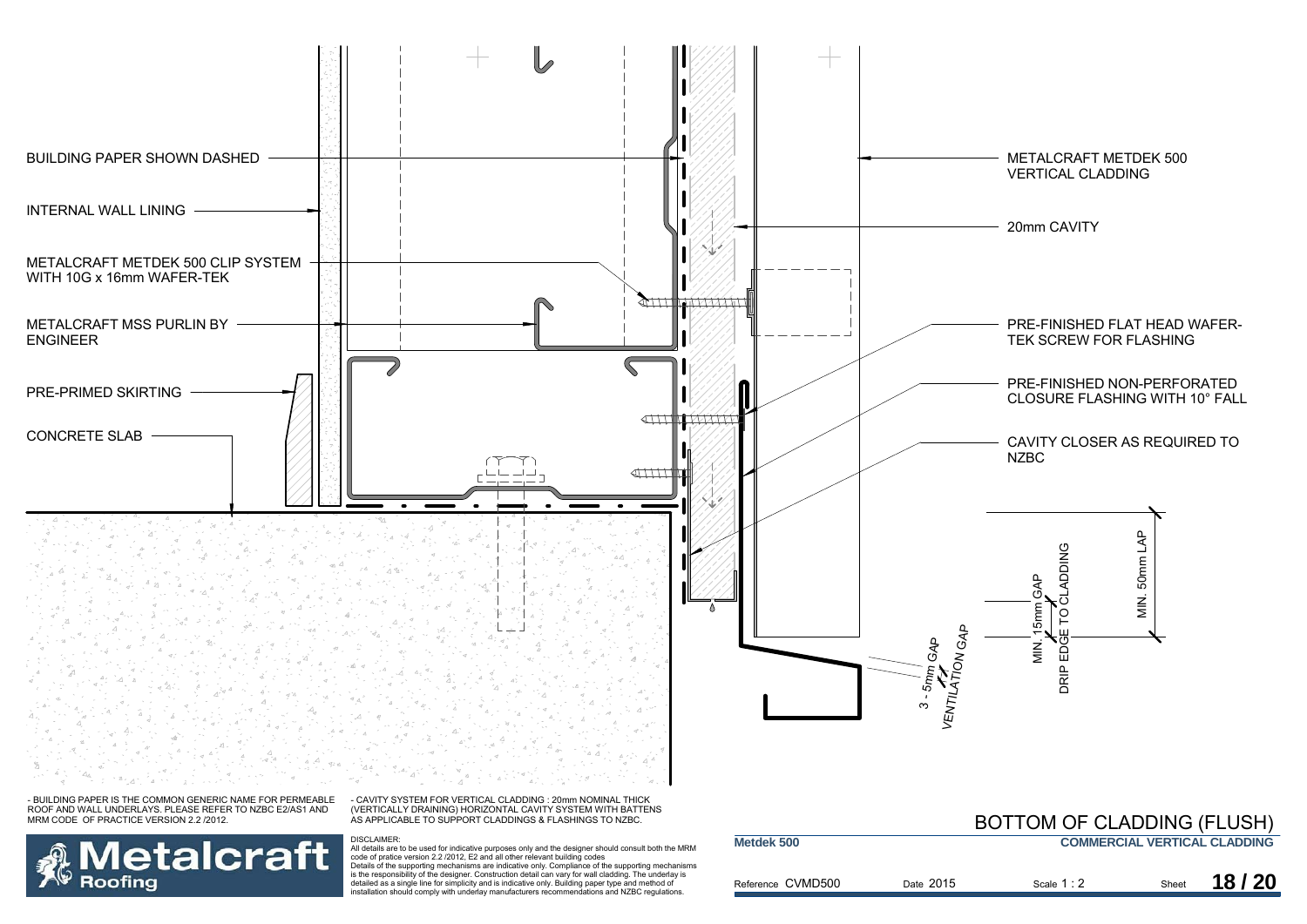BUILDING PAPER SHOWN DASHED

INTERNAL WALL LINING

METALCRAFT METDEK 500 CLIP SYSTEM WITH 10G x 16mm WAFER-TEK

METALCRAFT MSS PURLIN BY ENGINEER

PRE-PRIMED SKIRTING

CONCRETE SLAB

METALCRAFT METDEK 500 VERTICAL CLADDING

20mm CAVITY

PRE-FINISHED FLAT HEAD WAFER-TEK SCREW FOR FLASHING

PRE-FINISHED NON-PERFORATED CLOSURE FLASHING WITH 10° FALL

CAVITY CLOSER AS REQUIRED TO NZBC

MIN. 50mm LAP

MIN. 15mm GAP DRIP EDGE TO CLADDING

3 - 5mm GAP VENTILATION GAP

- BUILDING PAPER IS THE COMMON GENERIC NAME FOR PERMEABLE ROOF AND WALL UNDERLAYS. PLEASE REFER TO NZBC E2/AS1 AND MRM CODE OF PRACTICE VERSION 2.2 /2012.

- CAVITY SYSTEM FOR VERTICAL CLADDING : 20mm NOMINAL THICK (VERTICALLY DRAINING) HORIZONTAL CAVITY SYSTEM WITH BATTENS AS APPLICABLE TO SUPPORT CLADDINGS & FLASHINGS TO NZBC.

# BOTTOM OF CLADDING (FLUSH)

**Metdek 500** — **COMMERCIAL VERTICAL CLADDING**

Reference CVMD500 | Date 2015 | Scale 1 : 2 | Sheet **18 / 20**

DISCLAIMER:
All details are to be used for indicative purposes only and the designer should consult both the MRM code of pratice version 2.2 /2012, E2 and all other relevant building codes
Details of the supporting mechanisms are indicative only. Compliance of the supporting mechanisms is the responsibility of the designer. Construction detail can vary for wall cladding. The underlay is detailed as a single line for simplicity and is indicative only. Building paper type and method of installation should comply with underlay manufacturers recommendations and NZBC regulations.

**Metalcraft Roofing**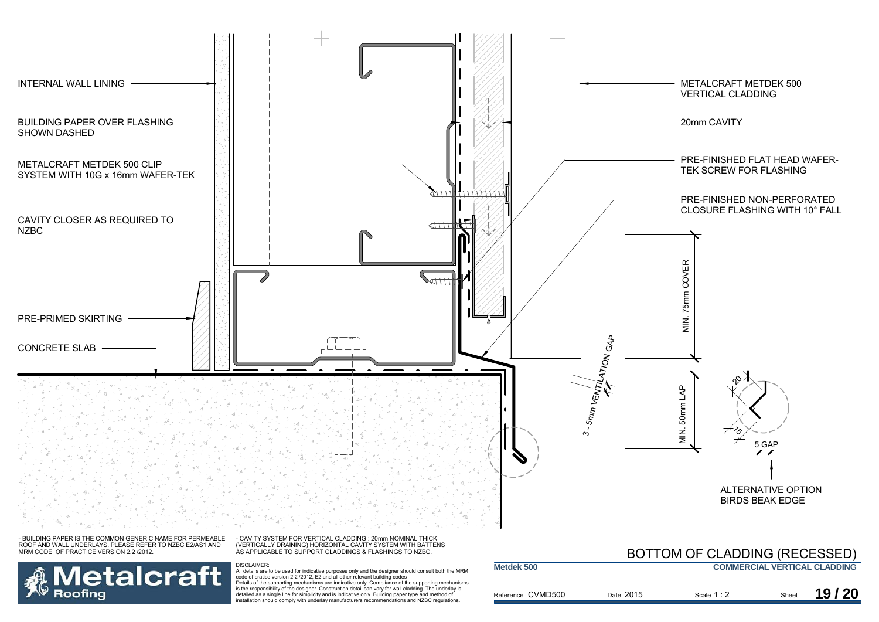INTERNAL WALL LINING

BUILDING PAPER OVER FLASHING SHOWN DASHED

METALCRAFT METDEK 500 CLIP SYSTEM WITH 10G x 16mm WAFER-TEK

CAVITY CLOSER AS REQUIRED TO NZBC

PRE-PRIMED SKIRTING

CONCRETE SLAB

METALCRAFT METDEK 500 VERTICAL CLADDING

20mm CAVITY

PRE-FINISHED FLAT HEAD WAFER-TEK SCREW FOR FLASHING

PRE-FINISHED NON-PERFORATED CLOSURE FLASHING WITH 10° FALL

MIN. 75mm COVER

MIN. 50mm LAP

3 - 5mm VENTILATION GAP

20

15

5 GAP

ALTERNATIVE OPTION BIRDS BEAK EDGE

- BUILDING PAPER IS THE COMMON GENERIC NAME FOR PERMEABLE ROOF AND WALL UNDERLAYS. PLEASE REFER TO NZBC E2/AS1 AND MRM CODE OF PRACTICE VERSION 2.2 /2012.

- CAVITY SYSTEM FOR VERTICAL CLADDING : 20mm NOMINAL THICK (VERTICALLY DRAINING) HORIZONTAL CAVITY SYSTEM WITH BATTENS AS APPLICABLE TO SUPPORT CLADDINGS & FLASHINGS TO NZBC.

DISCLAIMER:
All details are to be used for indicative purposes only and the designer should consult both the MRM code of pratice version 2.2 /2012, E2 and all other relevant building codes
Details of the supporting mechanisms are indicative only. Compliance of the supporting mechanisms is the responsibility of the designer. Construction detail can vary for wall cladding. The underlay is detailed as a single line for simplicity and is indicative only. Building paper type and method of installation should comply with underlay manufacturers recommendations and NZBC regulations.

Metalcraft Roofing

# BOTTOM OF CLADDING (RECESSED)

**Metdek 500** | **COMMERCIAL VERTICAL CLADDING**

Reference CVMD500 | Date 2015 | Scale 1 : 2 | Sheet **19 / 20**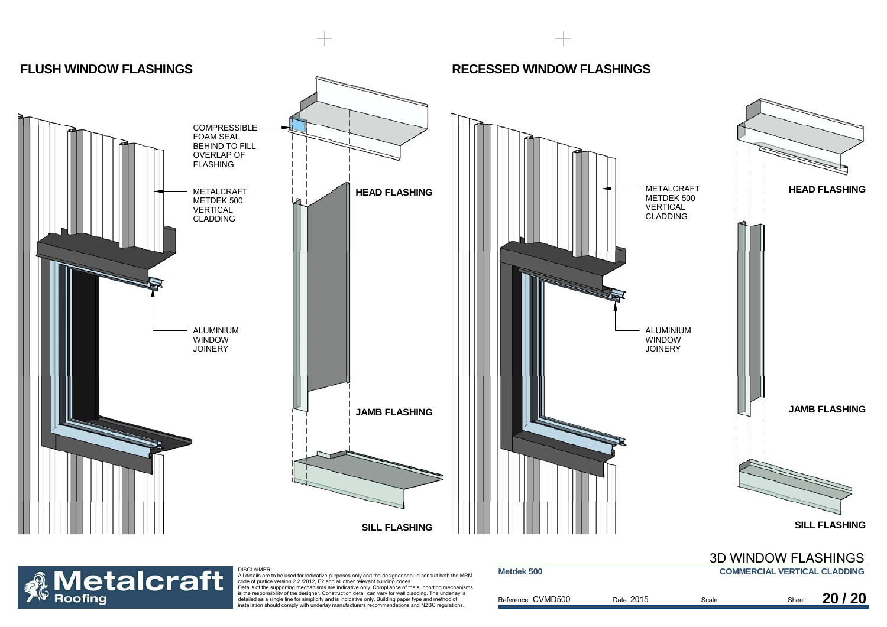## FLUSH WINDOW FLASHINGS

COMPRESSIBLE FOAM SEAL BEHIND TO FILL OVERLAP OF FLASHING

METALCRAFT METDEK 500 VERTICAL CLADDING

ALUMINIUM WINDOW JOINERY

**HEAD FLASHING**

**JAMB FLASHING**

**SILL FLASHING**

## RECESSED WINDOW FLASHINGS

METALCRAFT METDEK 500 VERTICAL CLADDING

ALUMINIUM WINDOW JOINERY

**HEAD FLASHING**

**JAMB FLASHING**

**SILL FLASHING**

DISCLAIMER:
All details are to be used for indicative purposes only and the designer should consult both the MRM code of pratice version 2.2 /2012, E2 and all other relevant building codes
Details of the supporting mechanisms are indicative only. Compliance of the supporting mechanisms is the responsibility of the designer. Construction detail can vary for wall cladding. The underlay is detailed as a single line for simplicity and is indicative only. Building paper type and method of installation should comply with underlay manufacturers recommendations and NZBC regulations.

Metalcraft Roofing

3D WINDOW FLASHINGS

**Metdek 500** — **COMMERCIAL VERTICAL CLADDING**

| Reference | Date | Scale | Sheet |
|---|---|---|---|
| CVMD500 | 2015 | | 20 / 20 |